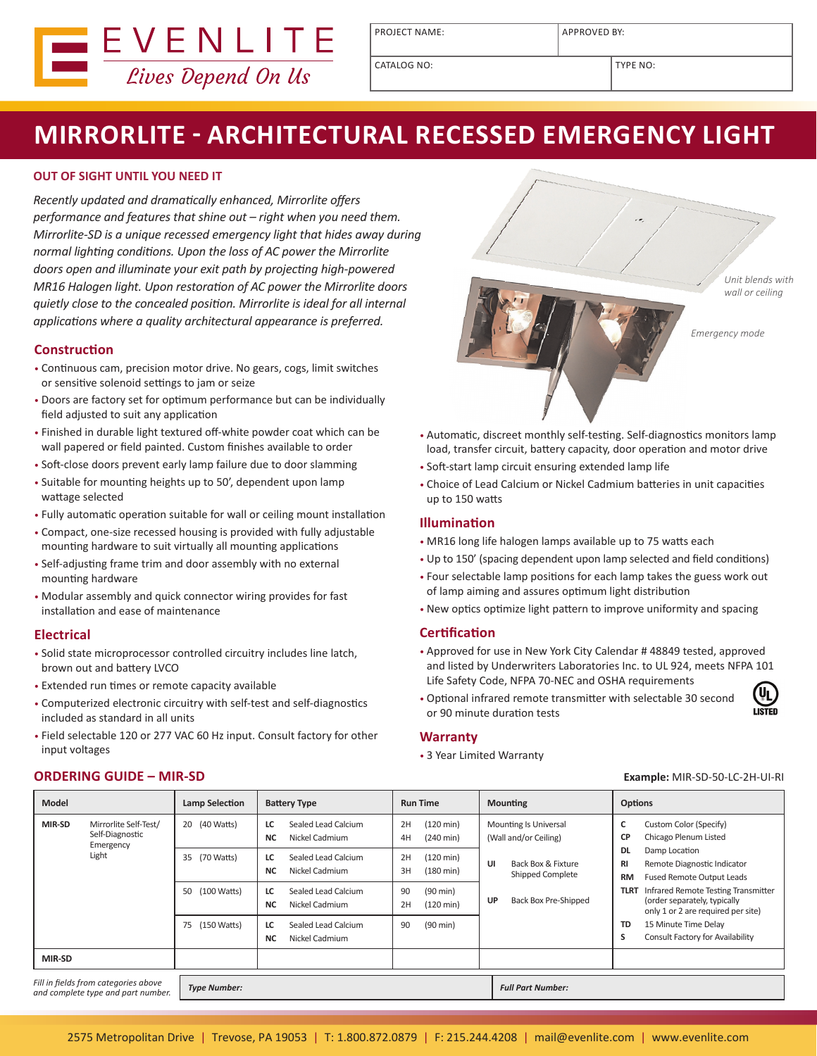EVENLITE
*Lives Depend On Us*

| PROJECT NAME: | APPROVED BY: |
|---|---|
| CATALOG NO: | TYPE NO: |

# MIRRORLITE - ARCHITECTURAL RECESSED EMERGENCY LIGHT

## OUT OF SIGHT UNTIL YOU NEED IT

*Recently updated and dramatically enhanced, Mirrorlite offers performance and features that shine out – right when you need them. Mirrorlite-SD is a unique recessed emergency light that hides away during normal lighting conditions. Upon the loss of AC power the Mirrorlite doors open and illuminate your exit path by projecting high-powered MR16 Halogen light. Upon restoration of AC power the Mirrorlite doors quietly close to the concealed position. Mirrorlite is ideal for all internal applications where a quality architectural appearance is preferred.*

*Unit blends with wall or ceiling*

*Emergency mode*

### Construction

- Continuous cam, precision motor drive. No gears, cogs, limit switches or sensitive solenoid settings to jam or seize
- Doors are factory set for optimum performance but can be individually field adjusted to suit any application
- Finished in durable light textured off-white powder coat which can be wall papered or field painted. Custom finishes available to order
- Soft-close doors prevent early lamp failure due to door slamming
- Suitable for mounting heights up to 50', dependent upon lamp wattage selected
- Fully automatic operation suitable for wall or ceiling mount installation
- Compact, one-size recessed housing is provided with fully adjustable mounting hardware to suit virtually all mounting applications
- Self-adjusting frame trim and door assembly with no external mounting hardware
- Modular assembly and quick connector wiring provides for fast installation and ease of maintenance

### Electrical

- Solid state microprocessor controlled circuitry includes line latch, brown out and battery LVCO
- Extended run times or remote capacity available
- Computerized electronic circuitry with self-test and self-diagnostics included as standard in all units
- Field selectable 120 or 277 VAC 60 Hz input. Consult factory for other input voltages

- Automatic, discreet monthly self-testing. Self-diagnostics monitors lamp load, transfer circuit, battery capacity, door operation and motor drive
- Soft-start lamp circuit ensuring extended lamp life
- Choice of Lead Calcium or Nickel Cadmium batteries in unit capacities up to 150 watts

### Illumination

- MR16 long life halogen lamps available up to 75 watts each
- Up to 150' (spacing dependent upon lamp selected and field conditions)
- Four selectable lamp positions for each lamp takes the guess work out of lamp aiming and assures optimum light distribution
- New optics optimize light pattern to improve uniformity and spacing

### Certification

- Approved for use in New York City Calendar # 48849 tested, approved and listed by Underwriters Laboratories Inc. to UL 924, meets NFPA 101 Life Safety Code, NFPA 70-NEC and OSHA requirements
- Optional infrared remote transmitter with selectable 30 second or 90 minute duration tests

UL LISTED

### Warranty

- 3 Year Limited Warranty

## ORDERING GUIDE – MIR-SD

**Example:** MIR-SD-50-LC-2H-UI-RI

| Model | Lamp Selection | Battery Type | Run Time | Mounting | Options |
|---|---|---|---|---|---|
| **MIR-SD** Mirrorlite Self-Test/ Self-Diagnostic Emergency Light | 20 (40 Watts) | **LC** Sealed Lead Calcium<br>**NC** Nickel Cadmium | 2H (120 min)<br>4H (240 min) | Mounting Is Universal (Wall and/or Ceiling)<br><br>**UI** Back Box & Fixture Shipped Complete<br><br>**UP** Back Box Pre-Shipped | **C** Custom Color (Specify)<br>**CP** Chicago Plenum Listed<br>**DL** Damp Location<br>**RI** Remote Diagnostic Indicator<br>**RM** Fused Remote Output Leads<br>**TLRT** Infrared Remote Testing Transmitter (order separately, typically only 1 or 2 are required per site)<br>**TD** 15 Minute Time Delay<br>**S** Consult Factory for Availability |
| | 35 (70 Watts) | **LC** Sealed Lead Calcium<br>**NC** Nickel Cadmium | 2H (120 min)<br>3H (180 min) | | |
| | 50 (100 Watts) | **LC** Sealed Lead Calcium<br>**NC** Nickel Cadmium | 90 (90 min)<br>2H (120 min) | | |
| | 75 (150 Watts) | **LC** Sealed Lead Calcium<br>**NC** Nickel Cadmium | 90 (90 min) | | |
| **MIR-SD** | | | | | |

*Fill in fields from categories above and complete type and part number.*

| ***Type Number:*** | ***Full Part Number:*** |
|---|---|

2575 Metropolitan Drive | Trevose, PA 19053 | T: 1.800.872.0879 | F: 215.244.4208 | mail@evenlite.com | www.evenlite.com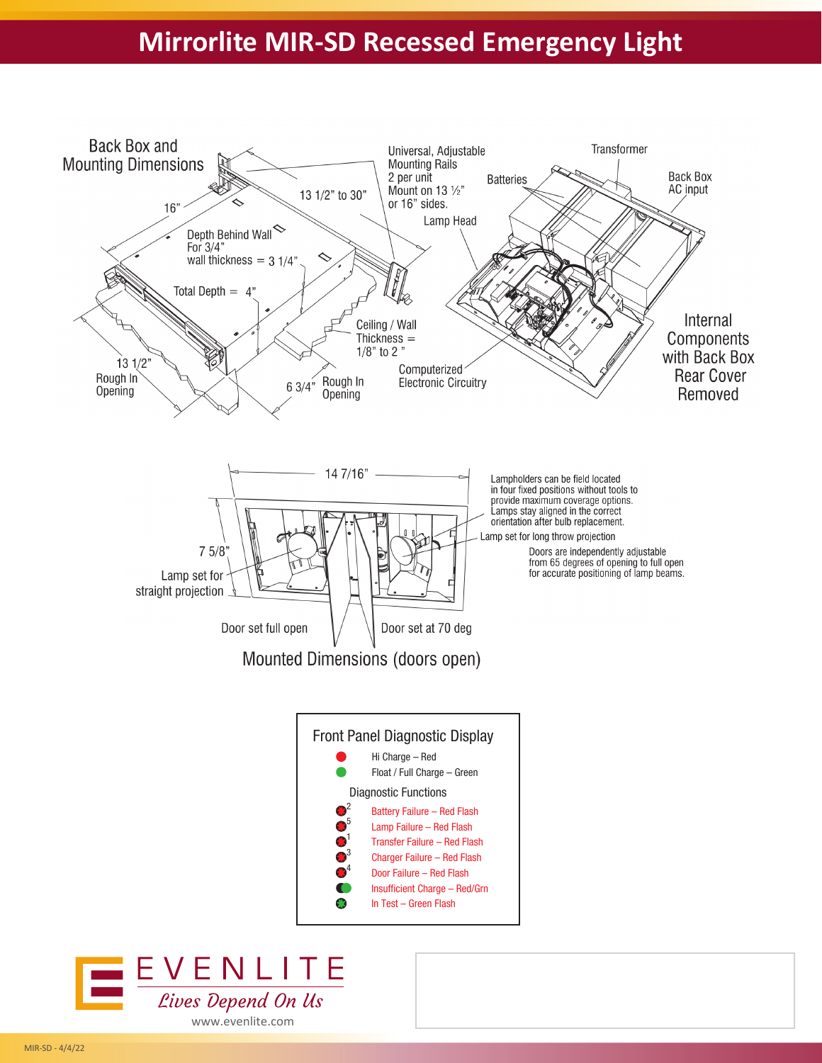# Mirrorlite MIR-SD Recessed Emergency Light

Back Box and Mounting Dimensions

16"

13 1/2" to 30"

Universal, Adjustable Mounting Rails 2 per unit Mount on 13 ½" or 16" sides.

Depth Behind Wall For 3/4" wall thickness = 3 1/4"

Total Depth = 4"

Ceiling / Wall Thickness = 1/8" to 2"

13 1/2" Rough In Opening

6 3/4" Rough In Opening

Transformer

Batteries

Back Box AC input

Lamp Head

Computerized Electronic Circuitry

Internal Components with Back Box Rear Cover Removed

14 7/16"

7 5/8"

Lamp set for straight projection

Lampholders can be field located in four fixed positions without tools to provide maximum coverage options. Lamps stay aligned in the correct orientation after bulb replacement.

Lamp set for long throw projection

Doors are independently adjustable from 65 degrees of opening to full open for accurate positioning of lamp beams.

Door set full open

Door set at 70 deg

Mounted Dimensions (doors open)

## Front Panel Diagnostic Display

- Hi Charge – Red
- Float / Full Charge – Green

Diagnostic Functions

- 2 Battery Failure – Red Flash
- 5 Lamp Failure – Red Flash
- 1 Transfer Failure – Red Flash
- 3 Charger Failure – Red Flash
- 4 Door Failure – Red Flash
- Insufficient Charge – Red/Grn
- In Test – Green Flash

EVENLITE

*Lives Depend On Us*

www.evenlite.com

MIR-SD - 4/4/22